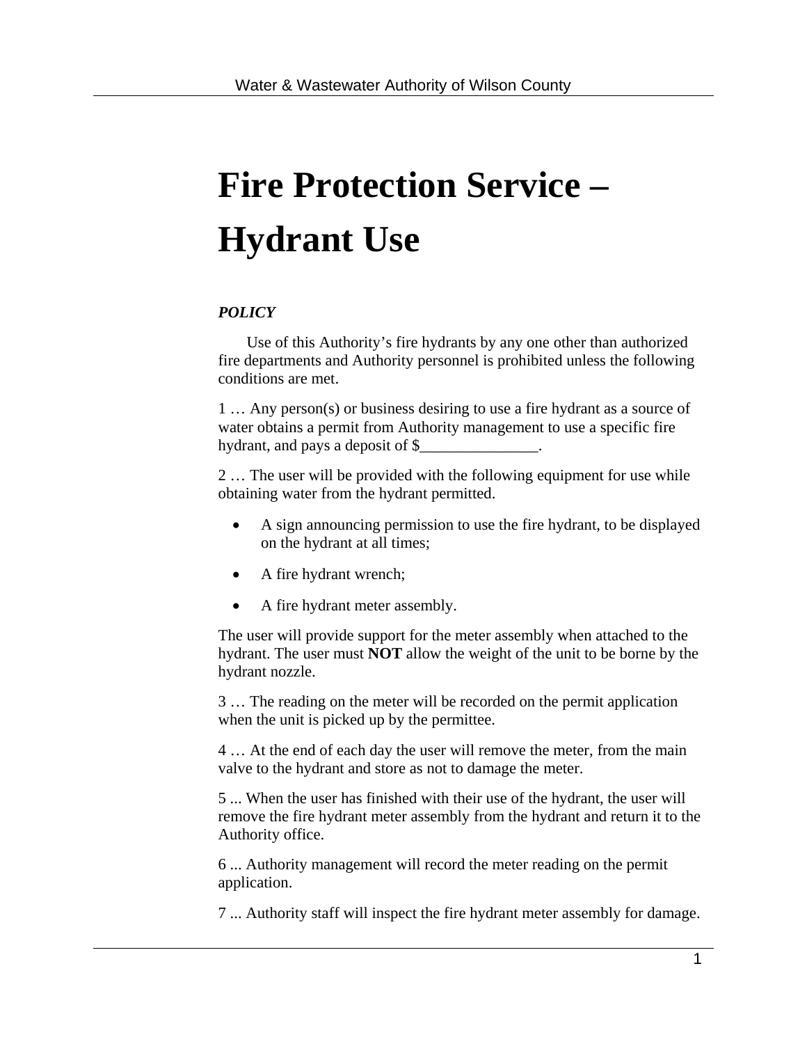# Fire Protection Service – Hydrant Use

***POLICY***

Use of this Authority's fire hydrants by any one other than authorized fire departments and Authority personnel is prohibited unless the following conditions are met.

1 … Any person(s) or business desiring to use a fire hydrant as a source of water obtains a permit from Authority management to use a specific fire hydrant, and pays a deposit of $_______________.

2 … The user will be provided with the following equipment for use while obtaining water from the hydrant permitted.

- A sign announcing permission to use the fire hydrant, to be displayed on the hydrant at all times;
- A fire hydrant wrench;
- A fire hydrant meter assembly.

The user will provide support for the meter assembly when attached to the hydrant. The user must **NOT** allow the weight of the unit to be borne by the hydrant nozzle.

3 … The reading on the meter will be recorded on the permit application when the unit is picked up by the permittee.

4 … At the end of each day the user will remove the meter, from the main valve to the hydrant and store as not to damage the meter.

5 ... When the user has finished with their use of the hydrant, the user will remove the fire hydrant meter assembly from the hydrant and return it to the Authority office.

6 ... Authority management will record the meter reading on the permit application.

7 ... Authority staff will inspect the fire hydrant meter assembly for damage.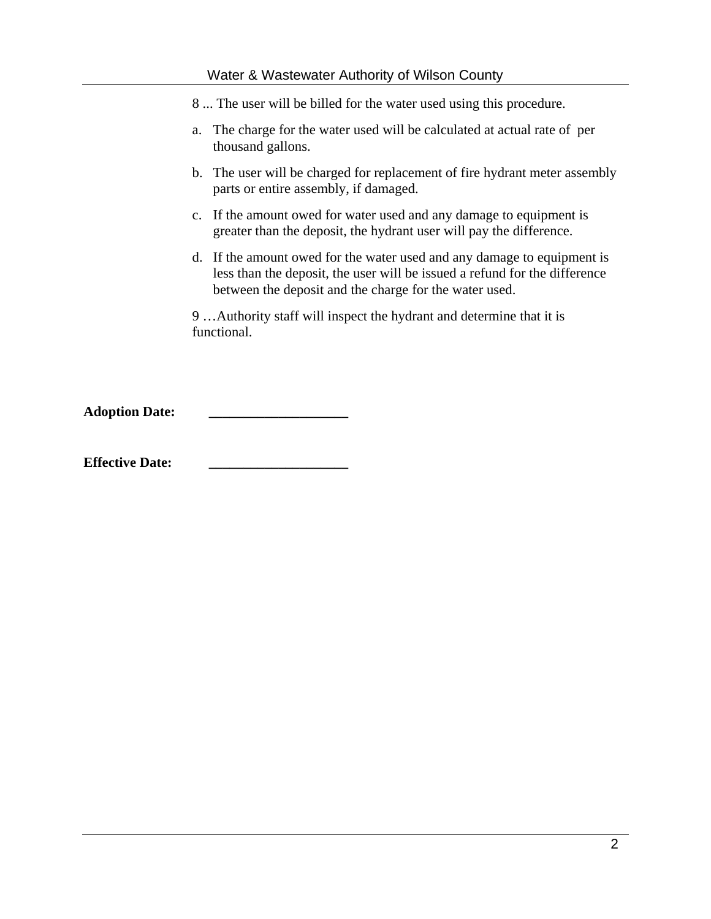8 ... The user will be billed for the water used using this procedure.

a. The charge for the water used will be calculated at actual rate of  per thousand gallons.

b. The user will be charged for replacement of fire hydrant meter assembly parts or entire assembly, if damaged.

c. If the amount owed for water used and any damage to equipment is greater than the deposit, the hydrant user will pay the difference.

d. If the amount owed for the water used and any damage to equipment is less than the deposit, the user will be issued a refund for the difference between the deposit and the charge for the water used.

9 …Authority staff will inspect the hydrant and determine that it is functional.

**Adoption Date:** ____________________

**Effective Date:** ____________________